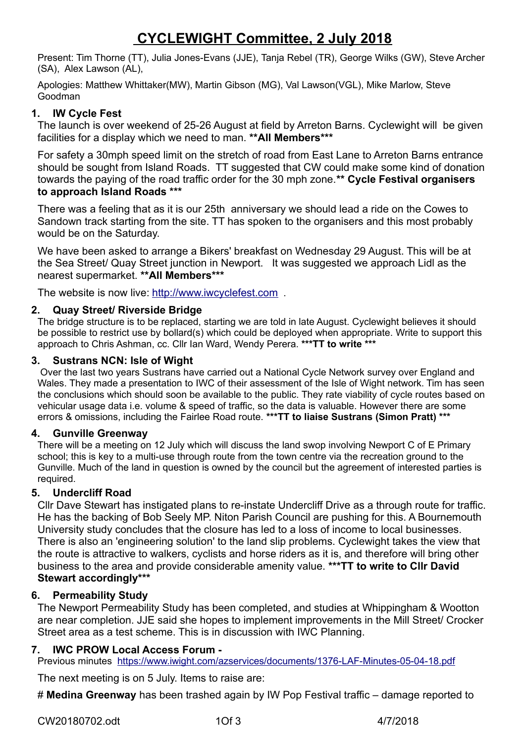# CYCLEWIGHT Committee, 2 July 2018

Present: Tim Thorne (TT), Julia Jones-Evans (JJE), Tanja Rebel (TR), George Wilks (GW), Steve Archer (SA), Alex Lawson (AL),

Apologies: Matthew Whittaker(MW), Martin Gibson (MG), Val Lawson(VGL), Mike Marlow, Steve Goodman

## 1. IW Cycle Fest

The launch is over weekend of 25-26 August at field by Arreton Barns. Cyclewight will be given facilities for a display which we need to man. **\*\*All Members\*\*\***

For safety a 30mph speed limit on the stretch of road from East Lane to Arreton Barns entrance should be sought from Island Roads. TT suggested that CW could make some kind of donation towards the paying of the road traffic order for the 30 mph zone.**\*\* Cycle Festival organisers to approach Island Roads \*\*\***

There was a feeling that as it is our 25th anniversary we should lead a ride on the Cowes to Sandown track starting from the site. TT has spoken to the organisers and this most probably would be on the Saturday.

We have been asked to arrange a Bikers' breakfast on Wednesday 29 August. This will be at the Sea Street/ Quay Street junction in Newport. It was suggested we approach Lidl as the nearest supermarket. **\*\*All Members\*\*\***

The website is now live: [http://www.iwcyclefest.com](http://www.iwcyclefest.com) .

## 2. Quay Street/ Riverside Bridge

The bridge structure is to be replaced, starting we are told in late August. Cyclewight believes it should be possible to restrict use by bollard(s) which could be deployed when appropriate. Write to support this approach to Chris Ashman, cc. Cllr Ian Ward, Wendy Perera. **\*\*\*TT to write \*\*\***

## 3. Sustrans NCN: Isle of Wight

Over the last two years Sustrans have carried out a National Cycle Network survey over England and Wales. They made a presentation to IWC of their assessment of the Isle of Wight network. Tim has seen the conclusions which should soon be available to the public. They rate viability of cycle routes based on vehicular usage data i.e. volume & speed of traffic, so the data is valuable. However there are some errors & omissions, including the Fairlee Road route. **\*\*\*TT to liaise Sustrans (Simon Pratt) \*\*\***

## 4. Gunville Greenway

There will be a meeting on 12 July which will discuss the land swop involving Newport C of E Primary school; this is key to a multi-use through route from the town centre via the recreation ground to the Gunville. Much of the land in question is owned by the council but the agreement of interested parties is required.

## 5. Undercliff Road

Cllr Dave Stewart has instigated plans to re-instate Undercliff Drive as a through route for traffic. He has the backing of Bob Seely MP. Niton Parish Council are pushing for this. A Bournemouth University study concludes that the closure has led to a loss of income to local businesses. There is also an 'engineering solution' to the land slip problems. Cyclewight takes the view that the route is attractive to walkers, cyclists and horse riders as it is, and therefore will bring other business to the area and provide considerable amenity value. **\*\*\*TT to write to Cllr David Stewart accordingly\*\*\***

## 6. Permeability Study

The Newport Permeability Study has been completed, and studies at Whippingham & Wootton are near completion. JJE said she hopes to implement improvements in the Mill Street/ Crocker Street area as a test scheme. This is in discussion with IWC Planning.

## 7. IWC PROW Local Access Forum -

Previous minutes [https://www.iwight.com/azservices/documents/1376-LAF-Minutes-05-04-18.pdf](https://www.iwight.com/azservices/documents/1376-LAF-Minutes-05-04-18.pdf)

The next meeting is on 5 July. Items to raise are:

# **Medina Greenway** has been trashed again by IW Pop Festival traffic – damage reported to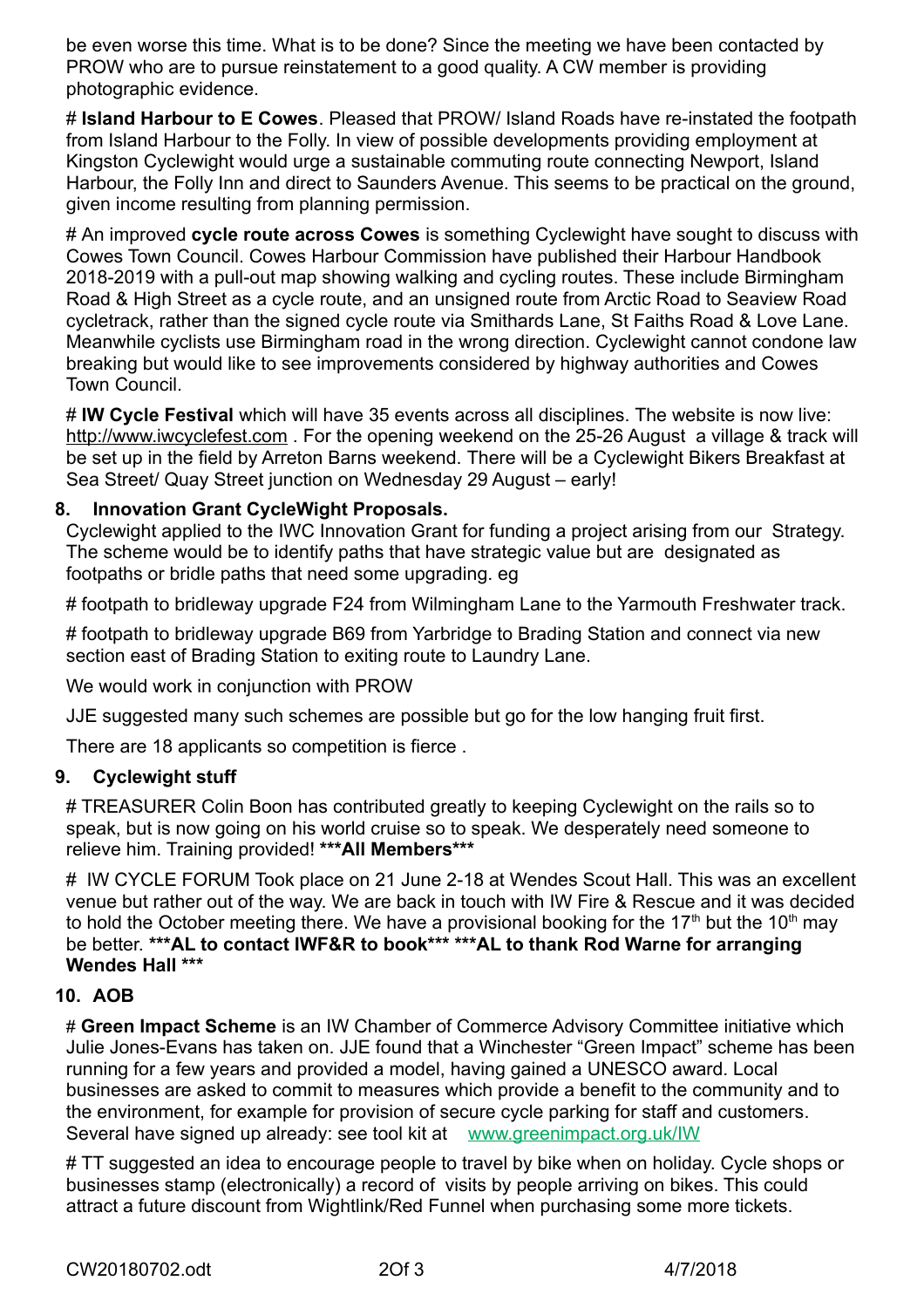be even worse this time. What is to be done? Since the meeting we have been contacted by PROW who are to pursue reinstatement to a good quality. A CW member is providing photographic evidence.

# **Island Harbour to E Cowes**. Pleased that PROW/ Island Roads have re-instated the footpath from Island Harbour to the Folly. In view of possible developments providing employment at Kingston Cyclewight would urge a sustainable commuting route connecting Newport, Island Harbour, the Folly Inn and direct to Saunders Avenue. This seems to be practical on the ground, given income resulting from planning permission.

# An improved **cycle route across Cowes** is something Cyclewight have sought to discuss with Cowes Town Council. Cowes Harbour Commission have published their Harbour Handbook 2018-2019 with a pull-out map showing walking and cycling routes. These include Birmingham Road & High Street as a cycle route, and an unsigned route from Arctic Road to Seaview Road cycletrack, rather than the signed cycle route via Smithards Lane, St Faiths Road & Love Lane. Meanwhile cyclists use Birmingham road in the wrong direction. Cyclewight cannot condone law breaking but would like to see improvements considered by highway authorities and Cowes Town Council.

# **IW Cycle Festival** which will have 35 events across all disciplines. The website is now live: http://www.iwcyclefest.com . For the opening weekend on the 25-26 August a village & track will be set up in the field by Arreton Barns weekend. There will be a Cyclewight Bikers Breakfast at Sea Street/ Quay Street junction on Wednesday 29 August – early!

## 8. Innovation Grant CycleWight Proposals.

Cyclewight applied to the IWC Innovation Grant for funding a project arising from our Strategy. The scheme would be to identify paths that have strategic value but are designated as footpaths or bridle paths that need some upgrading. eg

# footpath to bridleway upgrade F24 from Wilmingham Lane to the Yarmouth Freshwater track.

# footpath to bridleway upgrade B69 from Yarbridge to Brading Station and connect via new section east of Brading Station to exiting route to Laundry Lane.

We would work in conjunction with PROW

JJE suggested many such schemes are possible but go for the low hanging fruit first.

There are 18 applicants so competition is fierce .

## 9. Cyclewight stuff

# TREASURER Colin Boon has contributed greatly to keeping Cyclewight on the rails so to speak, but is now going on his world cruise so to speak. We desperately need someone to relieve him. Training provided! **\*\*\*All Members\*\*\***

# IW CYCLE FORUM Took place on 21 June 2-18 at Wendes Scout Hall. This was an excellent venue but rather out of the way. We are back in touch with IW Fire & Rescue and it was decided to hold the October meeting there. We have a provisional booking for the 17th but the 10th may be better. **\*\*\*AL to contact IWF&R to book\*\*\* \*\*\*AL to thank Rod Warne for arranging Wendes Hall \*\*\***

## 10. AOB

# **Green Impact Scheme** is an IW Chamber of Commerce Advisory Committee initiative which Julie Jones-Evans has taken on. JJE found that a Winchester "Green Impact" scheme has been running for a few years and provided a model, having gained a UNESCO award. Local businesses are asked to commit to measures which provide a benefit to the community and to the environment, for example for provision of secure cycle parking for staff and customers. Several have signed up already: see tool kit at www.greenimpact.org.uk/IW

# TT suggested an idea to encourage people to travel by bike when on holiday. Cycle shops or businesses stamp (electronically) a record of visits by people arriving on bikes. This could attract a future discount from Wightlink/Red Funnel when purchasing some more tickets.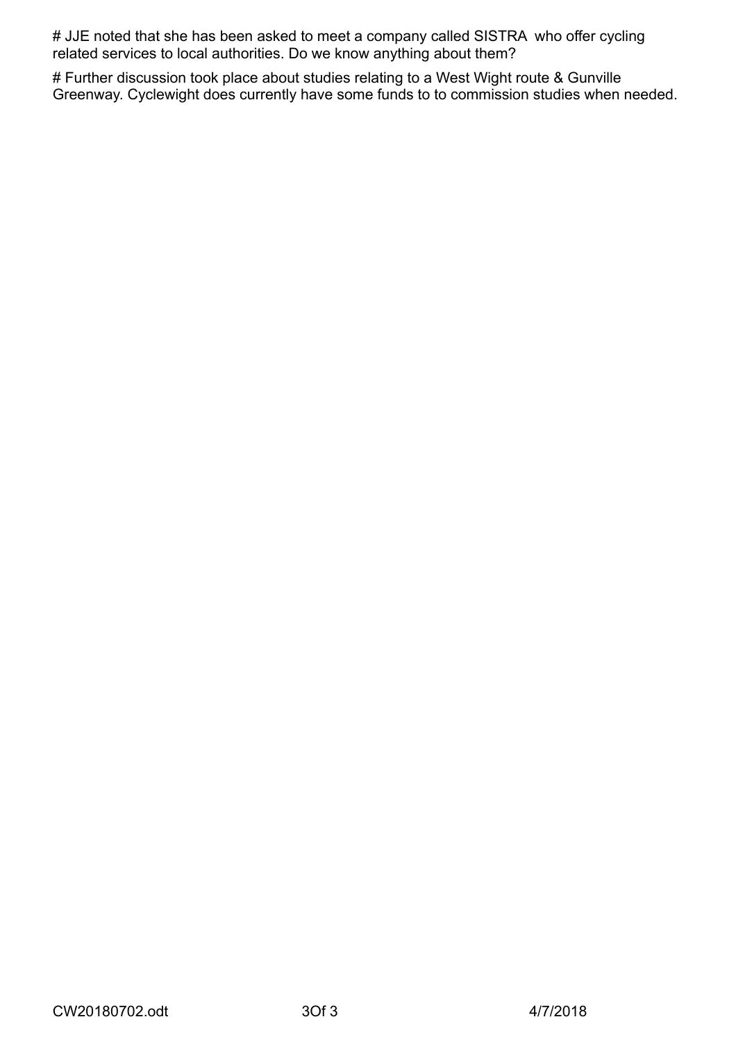# JJE noted that she has been asked to meet a company called SISTRA who offer cycling related services to local authorities. Do we know anything about them?

# Further discussion took place about studies relating to a West Wight route & Gunville Greenway. Cyclewight does currently have some funds to to commission studies when needed.